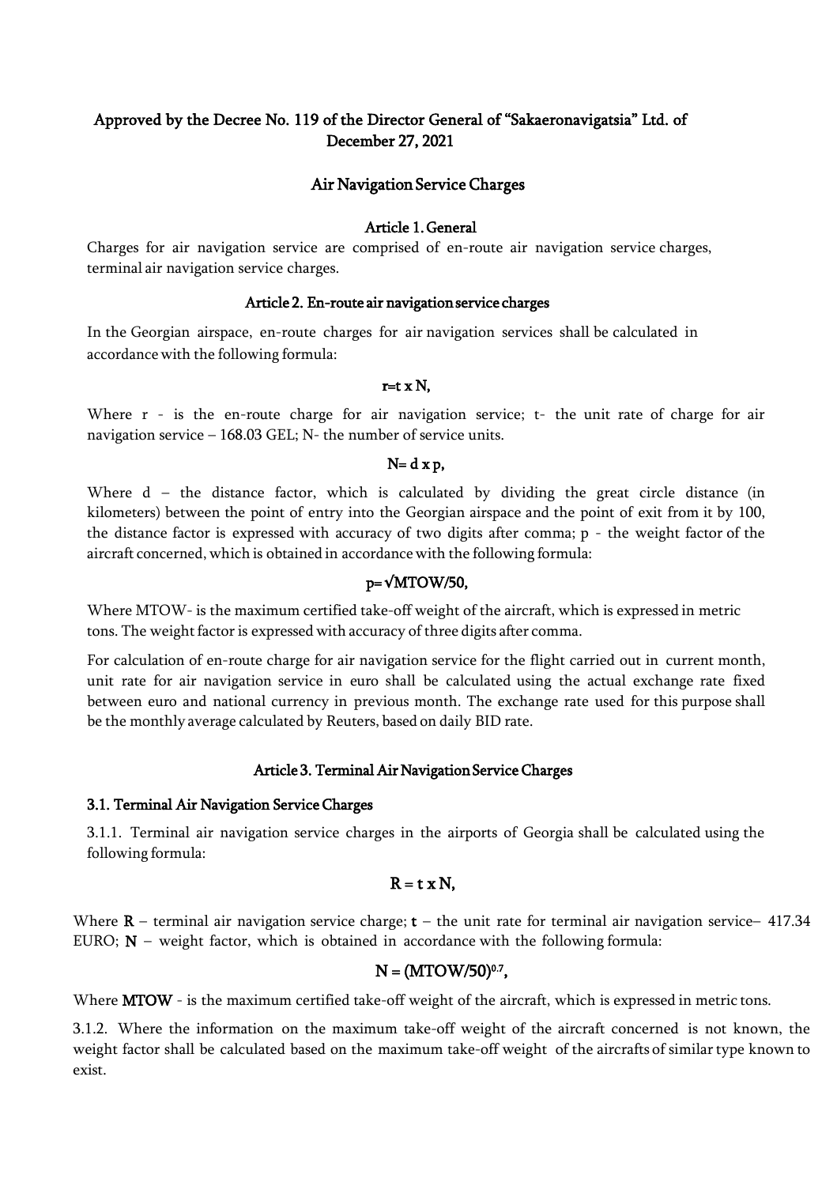**Approved by the Decree No. 119 of the Director General of "Sakaeronavigatsia" Ltd. of December 27, 2021**

# Air Navigation Service Charges

## Article 1. General

Charges for air navigation service are comprised of en-route air navigation service charges, terminal air navigation service charges.

## Article 2. En-route air navigation service charges

In the Georgian airspace, en-route charges for air navigation services shall be calculated in accordance with the following formula:

$$r = t \times N,$$

Where r - is the en-route charge for air navigation service; t- the unit rate of charge for air navigation service – 168.03 GEL; N- the number of service units.

$$N = d \times p,$$

Where d – the distance factor, which is calculated by dividing the great circle distance (in kilometers) between the point of entry into the Georgian airspace and the point of exit from it by 100, the distance factor is expressed with accuracy of two digits after comma; p - the weight factor of the aircraft concerned, which is obtained in accordance with the following formula:

$$p = \sqrt{MTOW/50},$$

Where MTOW- is the maximum certified take-off weight of the aircraft, which is expressed in metric tons. The weight factor is expressed with accuracy of three digits after comma.

For calculation of en-route charge for air navigation service for the flight carried out in current month, unit rate for air navigation service in euro shall be calculated using the actual exchange rate fixed between euro and national currency in previous month. The exchange rate used for this purpose shall be the monthly average calculated by Reuters, based on daily BID rate.

## Article 3. Terminal Air Navigation Service Charges

### 3.1. Terminal Air Navigation Service Charges

3.1.1. Terminal air navigation service charges in the airports of Georgia shall be calculated using the following formula:

$$R = t \times N,$$

Where **R** – terminal air navigation service charge; **t** – the unit rate for terminal air navigation service– 417.34 EURO; **N** – weight factor, which is obtained in accordance with the following formula:

$$N = (MTOW/50)^{0.7},$$

Where **MTOW** - is the maximum certified take-off weight of the aircraft, which is expressed in metric tons.

3.1.2. Where the information on the maximum take-off weight of the aircraft concerned is not known, the weight factor shall be calculated based on the maximum take-off weight of the aircrafts of similar type known to exist.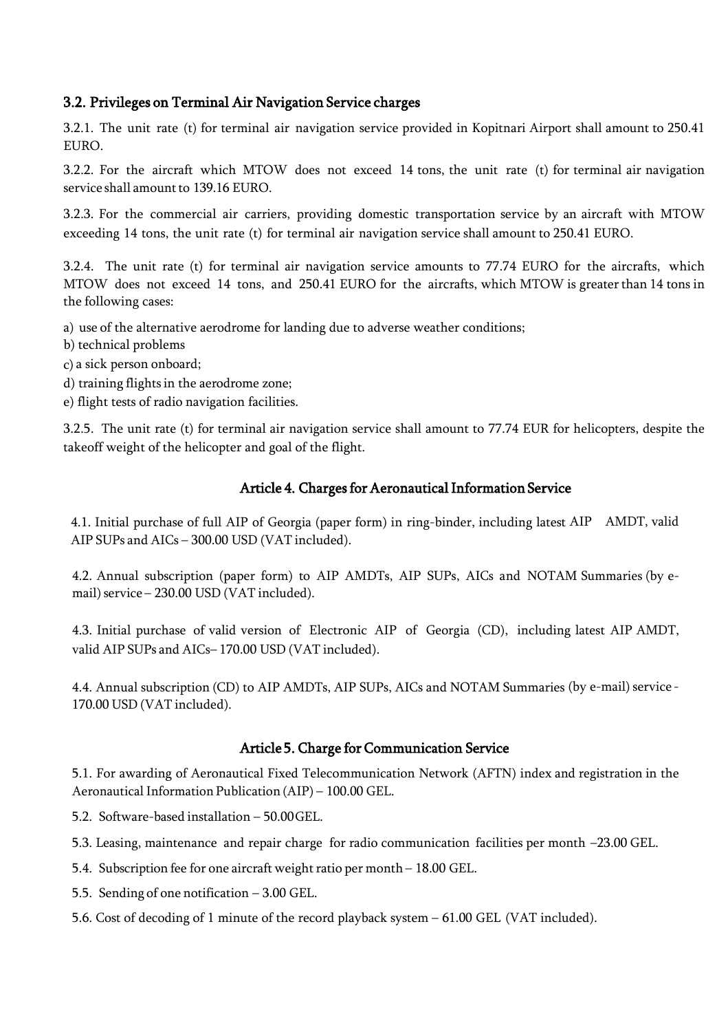### 3.2. Privileges on Terminal Air Navigation Service charges

3.2.1. The unit rate (t) for terminal air navigation service provided in Kopitnari Airport shall amount to 250.41 EURO.

3.2.2. For the aircraft which MTOW does not exceed 14 tons, the unit rate (t) for terminal air navigation service shall amount to 139.16 EURO.

3.2.3. For the commercial air carriers, providing domestic transportation service by an aircraft with MTOW exceeding 14 tons, the unit rate (t) for terminal air navigation service shall amount to 250.41 EURO.

3.2.4. The unit rate (t) for terminal air navigation service amounts to 77.74 EURO for the aircrafts, which MTOW does not exceed 14 tons, and 250.41 EURO for the aircrafts, which MTOW is greater than 14 tons in the following cases:

a) use of the alternative aerodrome for landing due to adverse weather conditions;
b) technical problems
c) a sick person onboard;
d) training flights in the aerodrome zone;
e) flight tests of radio navigation facilities.

3.2.5. The unit rate (t) for terminal air navigation service shall amount to 77.74 EUR for helicopters, despite the takeoff weight of the helicopter and goal of the flight.

## Article 4. Charges for Aeronautical Information Service

4.1. Initial purchase of full AIP of Georgia (paper form) in ring-binder, including latest AIP AMDT, valid AIP SUPs and AICs – 300.00 USD (VAT included).

4.2. Annual subscription (paper form) to AIP AMDTs, AIP SUPs, AICs and NOTAM Summaries (by e-mail) service – 230.00 USD (VAT included).

4.3. Initial purchase of valid version of Electronic AIP of Georgia (CD), including latest AIP AMDT, valid AIP SUPs and AICs– 170.00 USD (VAT included).

4.4. Annual subscription (CD) to AIP AMDTs, AIP SUPs, AICs and NOTAM Summaries (by e-mail) service - 170.00 USD (VAT included).

## Article 5. Charge for Communication Service

5.1. For awarding of Aeronautical Fixed Telecommunication Network (AFTN) index and registration in the Aeronautical Information Publication (AIP) – 100.00 GEL.

5.2. Software-based installation – 50.00 GEL.

5.3. Leasing, maintenance and repair charge for radio communication facilities per month –23.00 GEL.

5.4. Subscription fee for one aircraft weight ratio per month – 18.00 GEL.

5.5. Sending of one notification – 3.00 GEL.

5.6. Cost of decoding of 1 minute of the record playback system – 61.00 GEL (VAT included).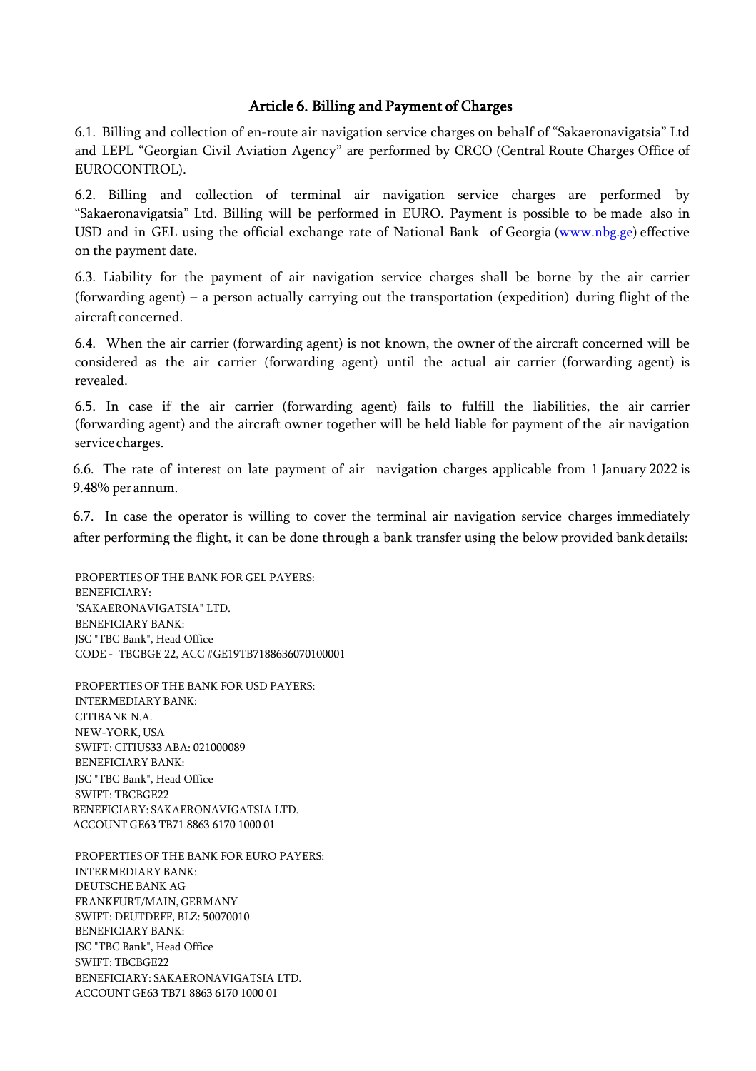## Article 6. Billing and Payment of Charges

6.1. Billing and collection of en-route air navigation service charges on behalf of "Sakaeronavigatsia" Ltd and LEPL "Georgian Civil Aviation Agency" are performed by CRCO (Central Route Charges Office of EUROCONTROL).

6.2. Billing and collection of terminal air navigation service charges are performed by "Sakaeronavigatsia" Ltd. Billing will be performed in EURO. Payment is possible to be made also in USD and in GEL using the official exchange rate of National Bank of Georgia (www.nbg.ge) effective on the payment date.

6.3. Liability for the payment of air navigation service charges shall be borne by the air carrier (forwarding agent) – a person actually carrying out the transportation (expedition) during flight of the aircraft concerned.

6.4. When the air carrier (forwarding agent) is not known, the owner of the aircraft concerned will be considered as the air carrier (forwarding agent) until the actual air carrier (forwarding agent) is revealed.

6.5. In case if the air carrier (forwarding agent) fails to fulfill the liabilities, the air carrier (forwarding agent) and the aircraft owner together will be held liable for payment of the air navigation service charges.

6.6. The rate of interest on late payment of air navigation charges applicable from 1 January 2022 is 9.48% per annum.

6.7. In case the operator is willing to cover the terminal air navigation service charges immediately after performing the flight, it can be done through a bank transfer using the below provided bank details:

PROPERTIES OF THE BANK FOR GEL PAYERS:
BENEFICIARY:
"SAKAERONAVIGATSIA" LTD.
BENEFICIARY BANK:
JSC "TBC Bank", Head Office
CODE - TBCBGE 22, ACC #GE19TB7188636070100001

PROPERTIES OF THE BANK FOR USD PAYERS:
INTERMEDIARY BANK:
CITIBANK N.A.
NEW-YORK, USA
SWIFT: CITIUS33 ABA: 021000089
BENEFICIARY BANK:
JSC "TBC Bank", Head Office
SWIFT: TBCBGE22
BENEFICIARY: SAKAERONAVIGATSIA LTD.
ACCOUNT GE63 TB71 8863 6170 1000 01

PROPERTIES OF THE BANK FOR EURO PAYERS:
INTERMEDIARY BANK:
DEUTSCHE BANK AG
FRANKFURT/MAIN, GERMANY
SWIFT: DEUTDEFF, BLZ: 50070010
BENEFICIARY BANK:
JSC "TBC Bank", Head Office
SWIFT: TBCBGE22
BENEFICIARY: SAKAERONAVIGATSIA LTD.
ACCOUNT GE63 TB71 8863 6170 1000 01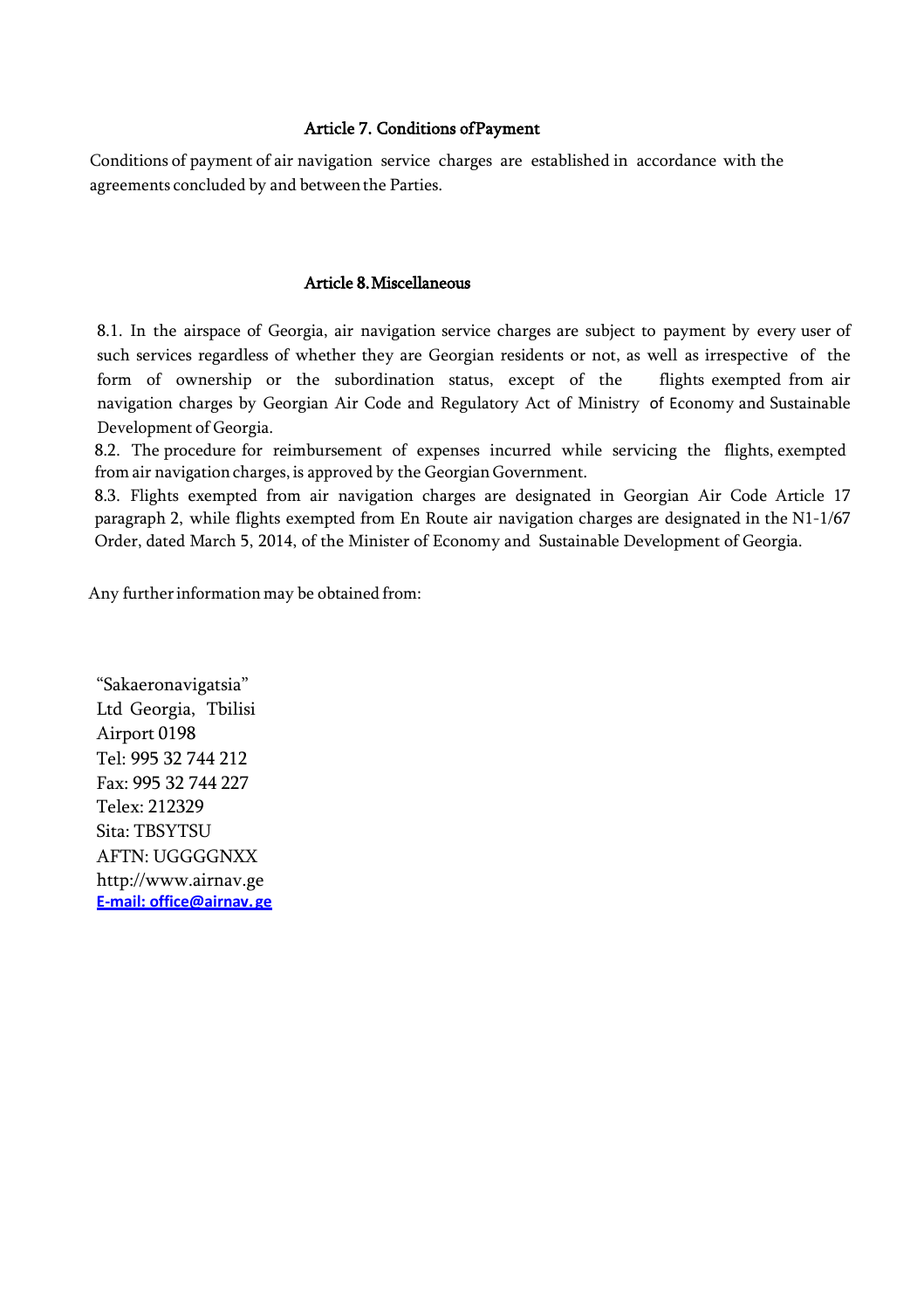### Article 7. Conditions of Payment

Conditions of payment of air navigation service charges are established in accordance with the agreements concluded by and between the Parties.

### Article 8. Miscellaneous

8.1. In the airspace of Georgia, air navigation service charges are subject to payment by every user of such services regardless of whether they are Georgian residents or not, as well as irrespective of the form of ownership or the subordination status, except of the flights exempted from air navigation charges by Georgian Air Code and Regulatory Act of Ministry of Economy and Sustainable Development of Georgia.

8.2. The procedure for reimbursement of expenses incurred while servicing the flights, exempted from air navigation charges, is approved by the Georgian Government.

8.3. Flights exempted from air navigation charges are designated in Georgian Air Code Article 17 paragraph 2, while flights exempted from En Route air navigation charges are designated in the N1-1/67 Order, dated March 5, 2014, of the Minister of Economy and Sustainable Development of Georgia.

Any further information may be obtained from:

“Sakaeronavigatsia”
Ltd Georgia, Tbilisi
Airport 0198
Tel: 995 32 744 212
Fax: 995 32 744 227
Telex: 212329
Sita: TBSYTSU
AFTN: UGGGGNXX
http://www.airnav.ge
**E-mail: office@airnav.ge**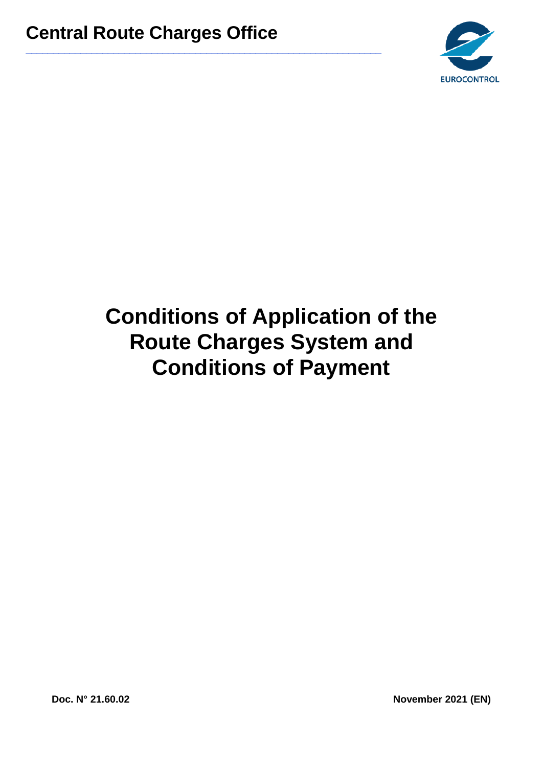# Central Route Charges Office

# Conditions of Application of the Route Charges System and Conditions of Payment

Doc. N° 21.60.02

November 2021 (EN)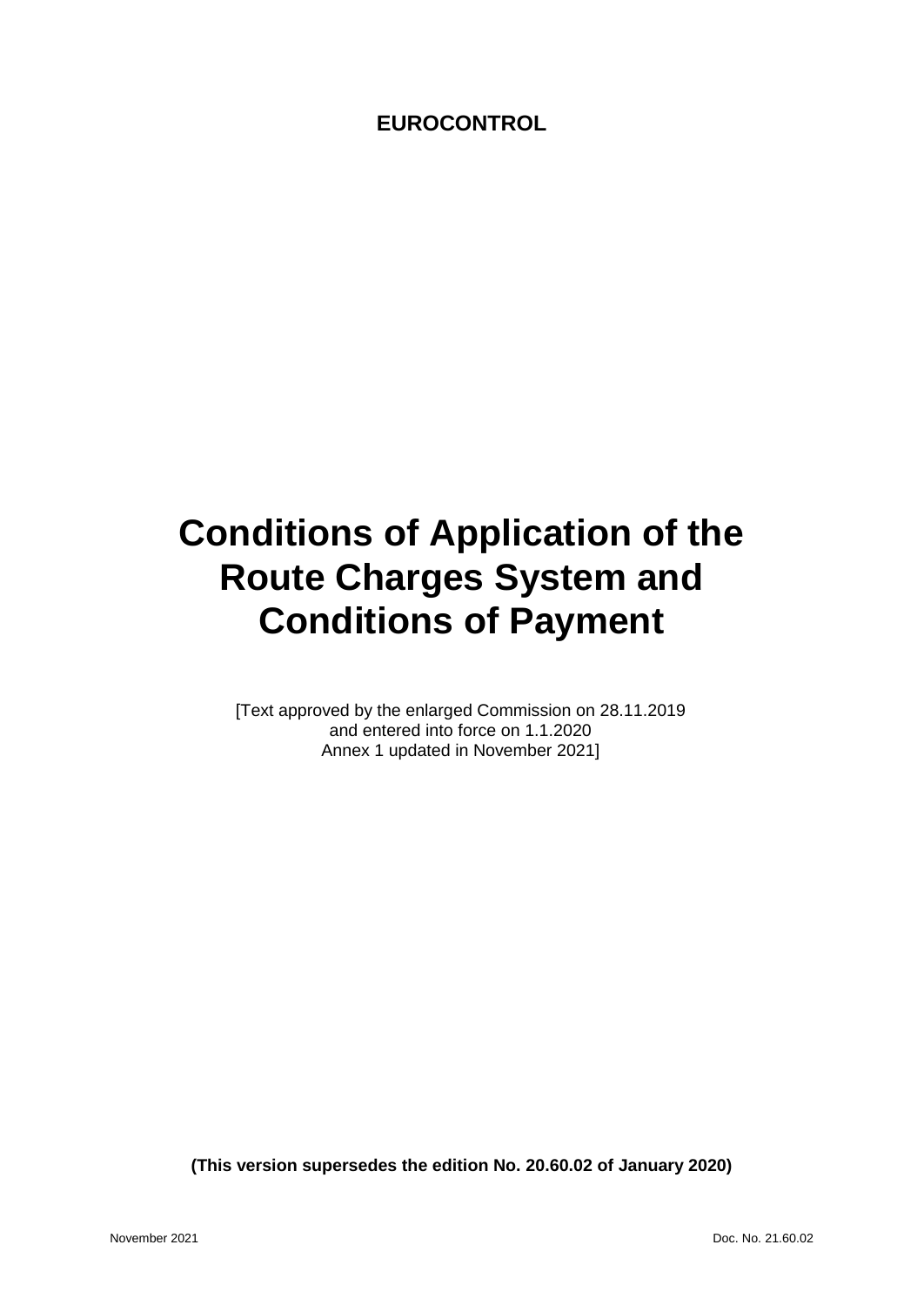**EUROCONTROL**

# Conditions of Application of the Route Charges System and Conditions of Payment

[Text approved by the enlarged Commission on 28.11.2019
and entered into force on 1.1.2020
Annex 1 updated in November 2021]

**(This version supersedes the edition No. 20.60.02 of January 2020)**

November 2021 Doc. No. 21.60.02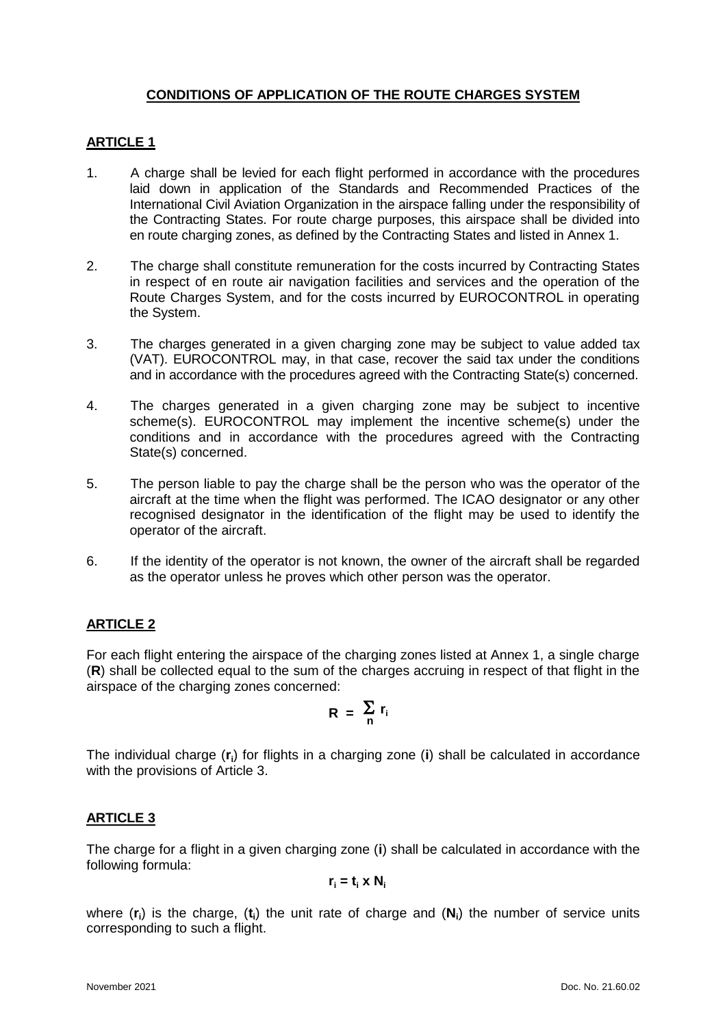# CONDITIONS OF APPLICATION OF THE ROUTE CHARGES SYSTEM

## ARTICLE 1

1. A charge shall be levied for each flight performed in accordance with the procedures laid down in application of the Standards and Recommended Practices of the International Civil Aviation Organization in the airspace falling under the responsibility of the Contracting States. For route charge purposes, this airspace shall be divided into en route charging zones, as defined by the Contracting States and listed in Annex 1.

2. The charge shall constitute remuneration for the costs incurred by Contracting States in respect of en route air navigation facilities and services and the operation of the Route Charges System, and for the costs incurred by EUROCONTROL in operating the System.

3. The charges generated in a given charging zone may be subject to value added tax (VAT). EUROCONTROL may, in that case, recover the said tax under the conditions and in accordance with the procedures agreed with the Contracting State(s) concerned.

4. The charges generated in a given charging zone may be subject to incentive scheme(s). EUROCONTROL may implement the incentive scheme(s) under the conditions and in accordance with the procedures agreed with the Contracting State(s) concerned.

5. The person liable to pay the charge shall be the person who was the operator of the aircraft at the time when the flight was performed. The ICAO designator or any other recognised designator in the identification of the flight may be used to identify the operator of the aircraft.

6. If the identity of the operator is not known, the owner of the aircraft shall be regarded as the operator unless he proves which other person was the operator.

## ARTICLE 2

For each flight entering the airspace of the charging zones listed at Annex 1, a single charge (**R**) shall be collected equal to the sum of the charges accruing in respect of that flight in the airspace of the charging zones concerned:

$$\mathbf{R} = \sum_{n} \mathbf{r_i}$$

The individual charge ($\mathbf{r_i}$) for flights in a charging zone (**i**) shall be calculated in accordance with the provisions of Article 3.

## ARTICLE 3

The charge for a flight in a given charging zone (**i**) shall be calculated in accordance with the following formula:

$$\mathbf{r_i = t_i \times N_i}$$

where ($\mathbf{r_i}$) is the charge, ($\mathbf{t_i}$) the unit rate of charge and ($\mathbf{N_i}$) the number of service units corresponding to such a flight.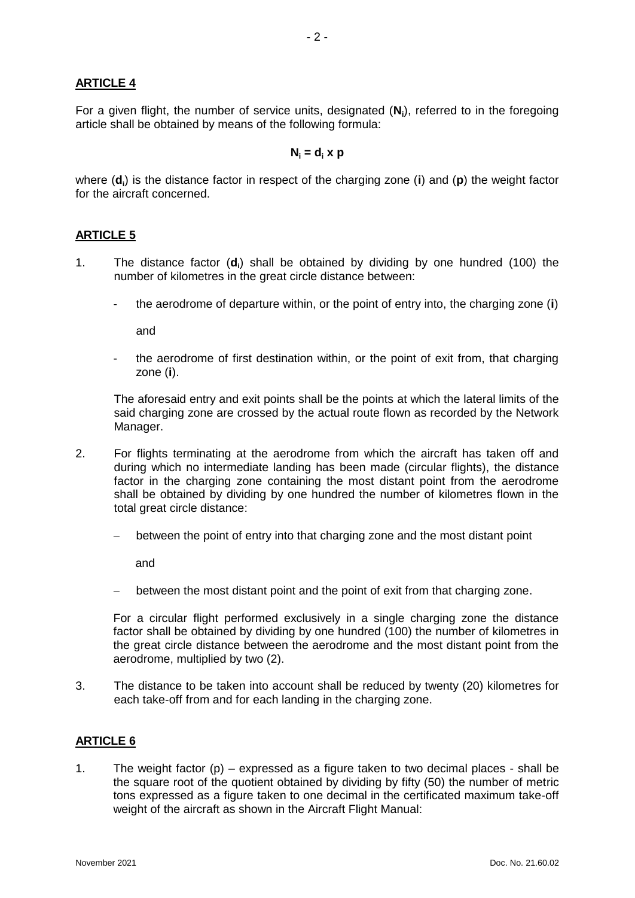**ARTICLE 4**

For a given flight, the number of service units, designated (**$N_i$**), referred to in the foregoing article shall be obtained by means of the following formula:

$$N_i = d_i \times p$$

where (**$d_i$**) is the distance factor in respect of the charging zone (**i**) and (**p**) the weight factor for the aircraft concerned.

**ARTICLE 5**

1. The distance factor (**$d_i$**) shall be obtained by dividing by one hundred (100) the number of kilometres in the great circle distance between:

   - the aerodrome of departure within, or the point of entry into, the charging zone (**i**)

     and

   - the aerodrome of first destination within, or the point of exit from, that charging zone (**i**).

   The aforesaid entry and exit points shall be the points at which the lateral limits of the said charging zone are crossed by the actual route flown as recorded by the Network Manager.

2. For flights terminating at the aerodrome from which the aircraft has taken off and during which no intermediate landing has been made (circular flights), the distance factor in the charging zone containing the most distant point from the aerodrome shall be obtained by dividing by one hundred the number of kilometres flown in the total great circle distance:

   – between the point of entry into that charging zone and the most distant point

     and

   – between the most distant point and the point of exit from that charging zone.

   For a circular flight performed exclusively in a single charging zone the distance factor shall be obtained by dividing by one hundred (100) the number of kilometres in the great circle distance between the aerodrome and the most distant point from the aerodrome, multiplied by two (2).

3. The distance to be taken into account shall be reduced by twenty (20) kilometres for each take-off from and for each landing in the charging zone.

**ARTICLE 6**

1. The weight factor (p) – expressed as a figure taken to two decimal places - shall be the square root of the quotient obtained by dividing by fifty (50) the number of metric tons expressed as a figure taken to one decimal in the certificated maximum take-off weight of the aircraft as shown in the Aircraft Flight Manual: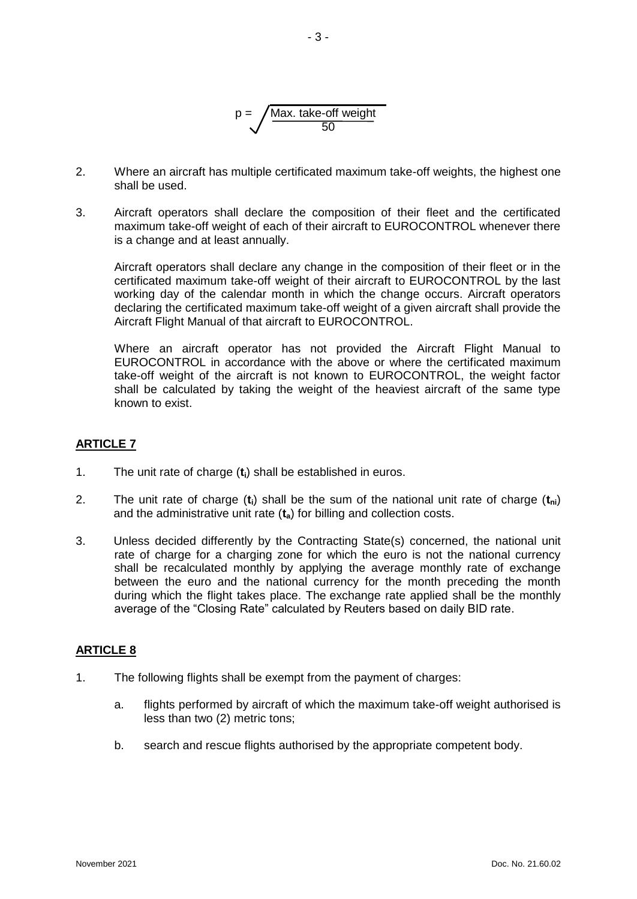$$p = \sqrt{\frac{\text{Max. take-off weight}}{50}}$$

2. Where an aircraft has multiple certificated maximum take-off weights, the highest one shall be used.

3. Aircraft operators shall declare the composition of their fleet and the certificated maximum take-off weight of each of their aircraft to EUROCONTROL whenever there is a change and at least annually.

   Aircraft operators shall declare any change in the composition of their fleet or in the certificated maximum take-off weight of their aircraft to EUROCONTROL by the last working day of the calendar month in which the change occurs. Aircraft operators declaring the certificated maximum take-off weight of a given aircraft shall provide the Aircraft Flight Manual of that aircraft to EUROCONTROL.

   Where an aircraft operator has not provided the Aircraft Flight Manual to EUROCONTROL in accordance with the above or where the certificated maximum take-off weight of the aircraft is not known to EUROCONTROL, the weight factor shall be calculated by taking the weight of the heaviest aircraft of the same type known to exist.

## ARTICLE 7

1. The unit rate of charge ($\mathbf{t_i}$) shall be established in euros.

2. The unit rate of charge ($\mathbf{t_i}$) shall be the sum of the national unit rate of charge ($\mathbf{t_{ni}}$) and the administrative unit rate ($\mathbf{t_a}$) for billing and collection costs.

3. Unless decided differently by the Contracting State(s) concerned, the national unit rate of charge for a charging zone for which the euro is not the national currency shall be recalculated monthly by applying the average monthly rate of exchange between the euro and the national currency for the month preceding the month during which the flight takes place. The exchange rate applied shall be the monthly average of the "Closing Rate" calculated by Reuters based on daily BID rate.

## ARTICLE 8

1. The following flights shall be exempt from the payment of charges:

   a. flights performed by aircraft of which the maximum take-off weight authorised is less than two (2) metric tons;

   b. search and rescue flights authorised by the appropriate competent body.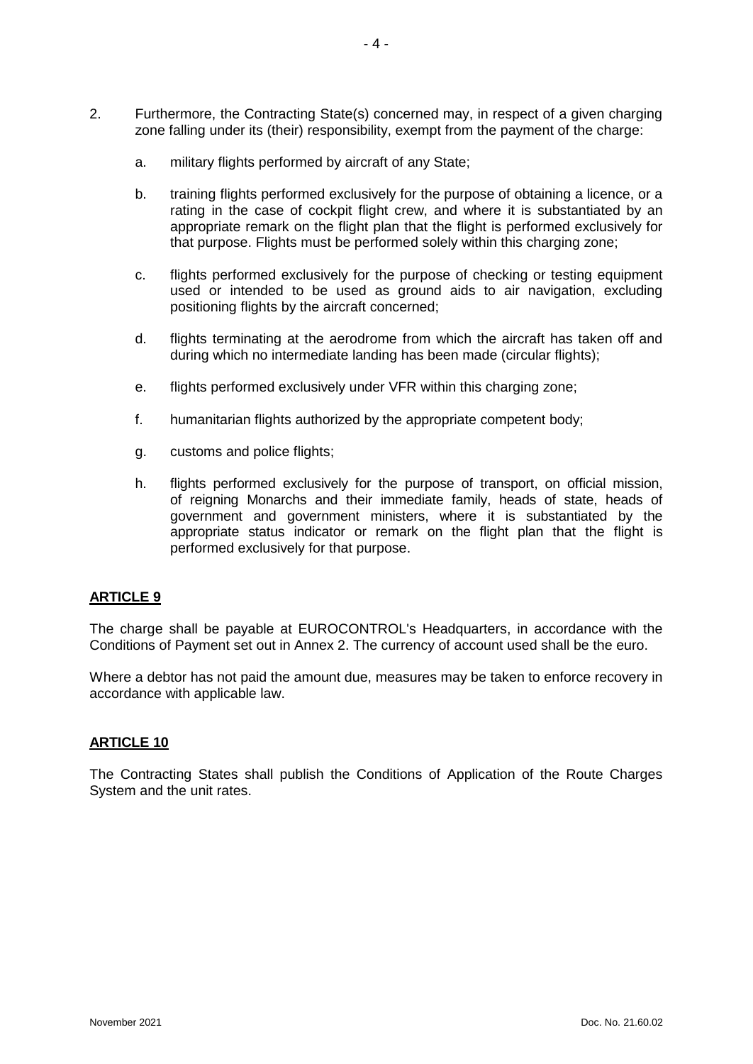2. Furthermore, the Contracting State(s) concerned may, in respect of a given charging zone falling under its (their) responsibility, exempt from the payment of the charge:

   a. military flights performed by aircraft of any State;

   b. training flights performed exclusively for the purpose of obtaining a licence, or a rating in the case of cockpit flight crew, and where it is substantiated by an appropriate remark on the flight plan that the flight is performed exclusively for that purpose. Flights must be performed solely within this charging zone;

   c. flights performed exclusively for the purpose of checking or testing equipment used or intended to be used as ground aids to air navigation, excluding positioning flights by the aircraft concerned;

   d. flights terminating at the aerodrome from which the aircraft has taken off and during which no intermediate landing has been made (circular flights);

   e. flights performed exclusively under VFR within this charging zone;

   f. humanitarian flights authorized by the appropriate competent body;

   g. customs and police flights;

   h. flights performed exclusively for the purpose of transport, on official mission, of reigning Monarchs and their immediate family, heads of state, heads of government and government ministers, where it is substantiated by the appropriate status indicator or remark on the flight plan that the flight is performed exclusively for that purpose.

## ARTICLE 9

The charge shall be payable at EUROCONTROL's Headquarters, in accordance with the Conditions of Payment set out in Annex 2. The currency of account used shall be the euro.

Where a debtor has not paid the amount due, measures may be taken to enforce recovery in accordance with applicable law.

## ARTICLE 10

The Contracting States shall publish the Conditions of Application of the Route Charges System and the unit rates.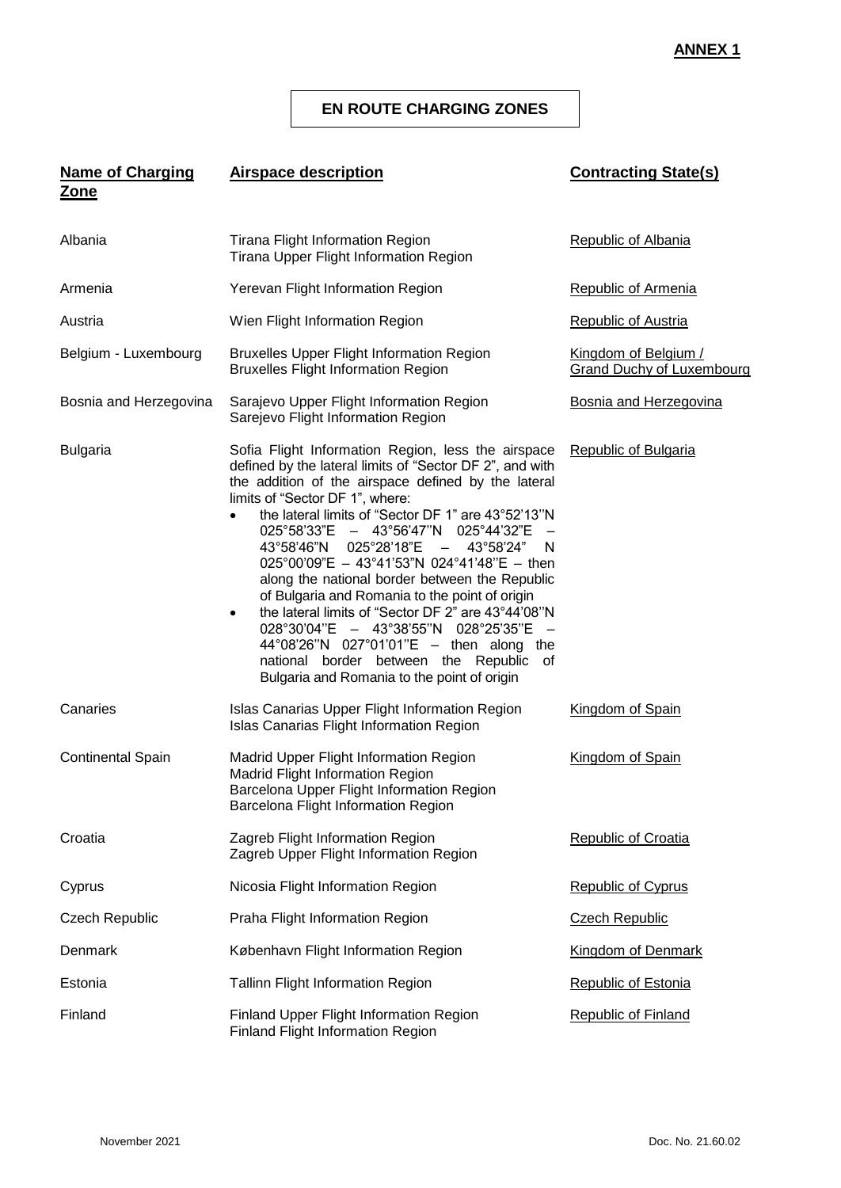**ANNEX 1**

## EN ROUTE CHARGING ZONES

| Name of Charging Zone | Airspace description | Contracting State(s) |
|---|---|---|
| Albania | Tirana Flight Information Region<br>Tirana Upper Flight Information Region | Republic of Albania |
| Armenia | Yerevan Flight Information Region | Republic of Armenia |
| Austria | Wien Flight Information Region | Republic of Austria |
| Belgium - Luxembourg | Bruxelles Upper Flight Information Region<br>Bruxelles Flight Information Region | Kingdom of Belgium / Grand Duchy of Luxembourg |
| Bosnia and Herzegovina | Sarajevo Upper Flight Information Region<br>Sarejevo Flight Information Region | Bosnia and Herzegovina |
| Bulgaria | Sofia Flight Information Region, less the airspace defined by the lateral limits of "Sector DF 2", and with the addition of the airspace defined by the lateral limits of "Sector DF 1", where:<br>• the lateral limits of "Sector DF 1" are 43°52'13''N 025°58'33"E – 43°56'47''N 025°44'32"E – 43°58'46"N 025°28'18"E – 43°58'24" N 025°00'09"E – 43°41'53"N 024°41'48''E – then along the national border between the Republic of Bulgaria and Romania to the point of origin<br>• the lateral limits of "Sector DF 2" are 43°44'08''N 028°30'04''E – 43°38'55''N 028°25'35''E – 44°08'26''N 027°01'01''E – then along the national border between the Republic of Bulgaria and Romania to the point of origin | Republic of Bulgaria |
| Canaries | Islas Canarias Upper Flight Information Region<br>Islas Canarias Flight Information Region | Kingdom of Spain |
| Continental Spain | Madrid Upper Flight Information Region<br>Madrid Flight Information Region<br>Barcelona Upper Flight Information Region<br>Barcelona Flight Information Region | Kingdom of Spain |
| Croatia | Zagreb Flight Information Region<br>Zagreb Upper Flight Information Region | Republic of Croatia |
| Cyprus | Nicosia Flight Information Region | Republic of Cyprus |
| Czech Republic | Praha Flight Information Region | Czech Republic |
| Denmark | København Flight Information Region | Kingdom of Denmark |
| Estonia | Tallinn Flight Information Region | Republic of Estonia |
| Finland | Finland Upper Flight Information Region<br>Finland Flight Information Region | Republic of Finland |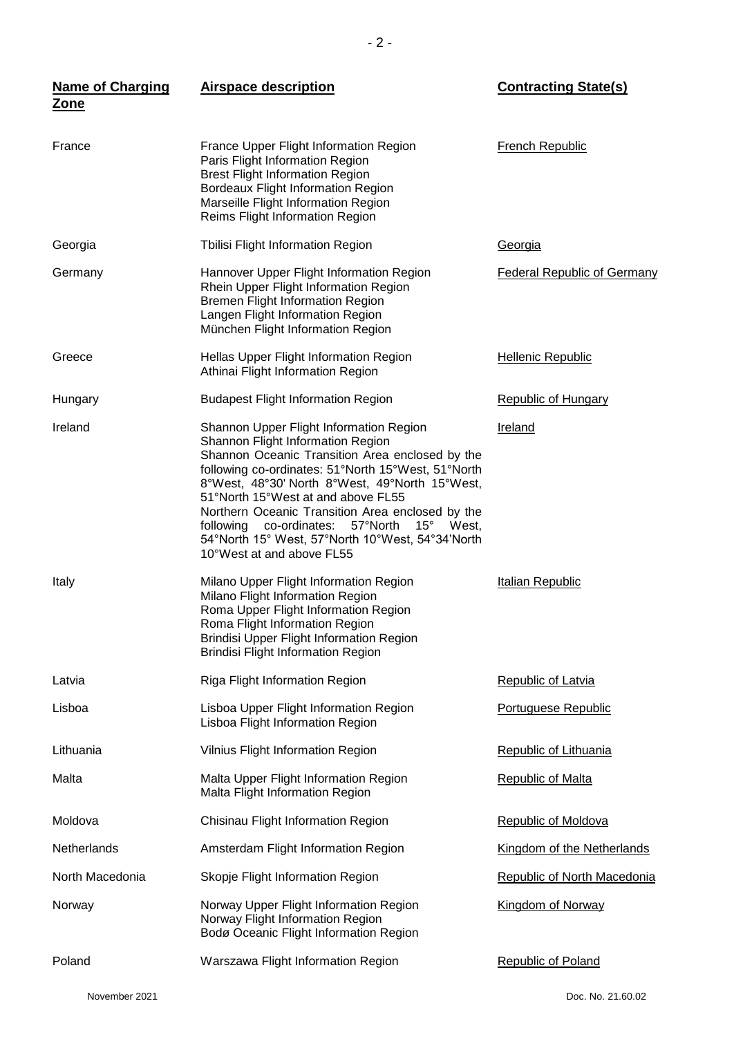| Name of Charging Zone | Airspace description | Contracting State(s) |
| --- | --- | --- |
| France | France Upper Flight Information Region<br>Paris Flight Information Region<br>Brest Flight Information Region<br>Bordeaux Flight Information Region<br>Marseille Flight Information Region<br>Reims Flight Information Region | French Republic |
| Georgia | Tbilisi Flight Information Region | Georgia |
| Germany | Hannover Upper Flight Information Region<br>Rhein Upper Flight Information Region<br>Bremen Flight Information Region<br>Langen Flight Information Region<br>München Flight Information Region | Federal Republic of Germany |
| Greece | Hellas Upper Flight Information Region<br>Athinai Flight Information Region | Hellenic Republic |
| Hungary | Budapest Flight Information Region | Republic of Hungary |
| Ireland | Shannon Upper Flight Information Region<br>Shannon Flight Information Region<br>Shannon Oceanic Transition Area enclosed by the following co-ordinates: 51°North 15°West, 51°North 8°West, 48°30' North 8°West, 49°North 15°West, 51°North 15°West at and above FL55<br>Northern Oceanic Transition Area enclosed by the following co-ordinates: 57°North 15° West, 54°North 15° West, 57°North 10°West, 54°34'North 10°West at and above FL55 | Ireland |
| Italy | Milano Upper Flight Information Region<br>Milano Flight Information Region<br>Roma Upper Flight Information Region<br>Roma Flight Information Region<br>Brindisi Upper Flight Information Region<br>Brindisi Flight Information Region | Italian Republic |
| Latvia | Riga Flight Information Region | Republic of Latvia |
| Lisboa | Lisboa Upper Flight Information Region<br>Lisboa Flight Information Region | Portuguese Republic |
| Lithuania | Vilnius Flight Information Region | Republic of Lithuania |
| Malta | Malta Upper Flight Information Region<br>Malta Flight Information Region | Republic of Malta |
| Moldova | Chisinau Flight Information Region | Republic of Moldova |
| Netherlands | Amsterdam Flight Information Region | Kingdom of the Netherlands |
| North Macedonia | Skopje Flight Information Region | Republic of North Macedonia |
| Norway | Norway Upper Flight Information Region<br>Norway Flight Information Region<br>Bodø Oceanic Flight Information Region | Kingdom of Norway |
| Poland | Warszawa Flight Information Region | Republic of Poland |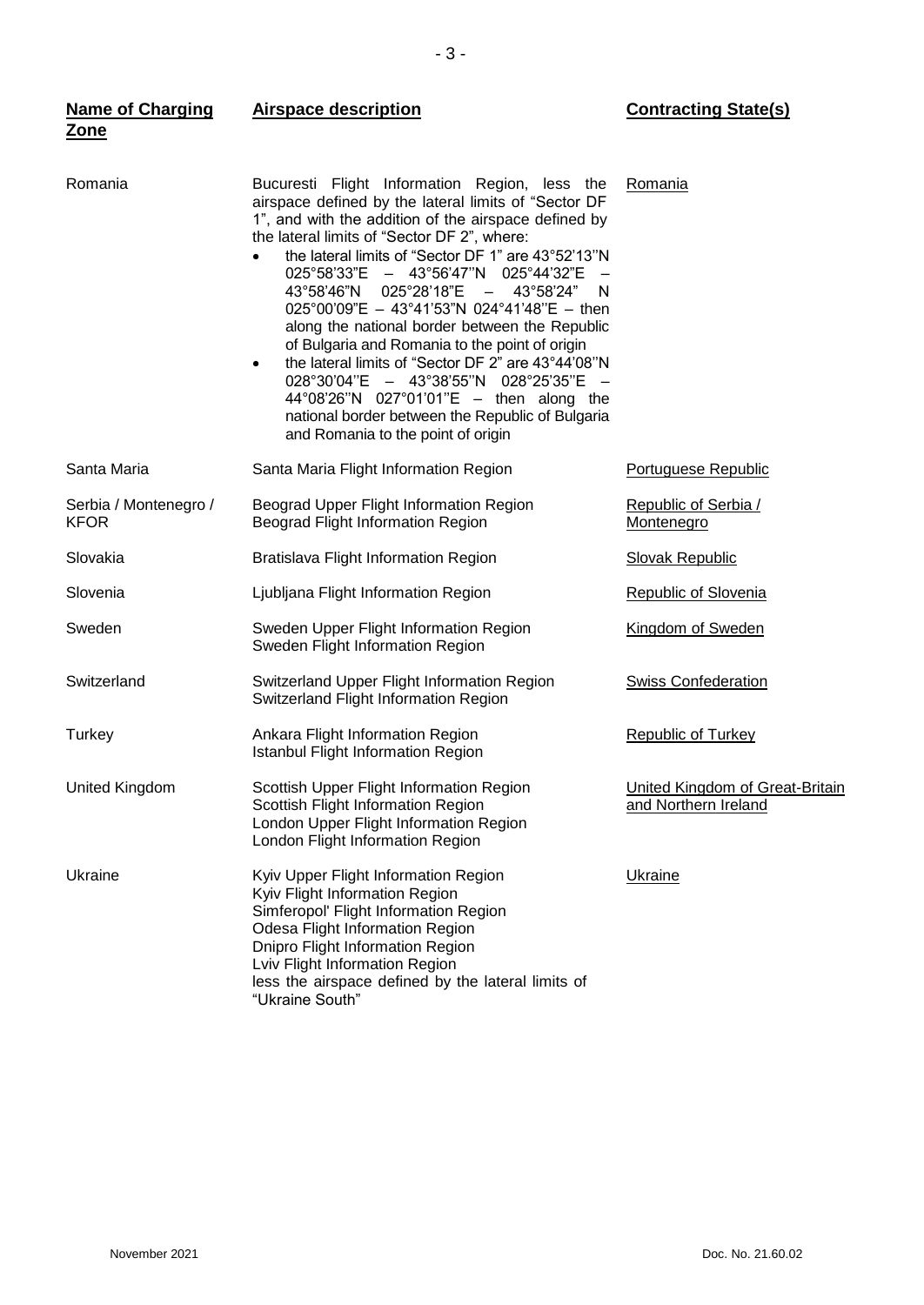| **Name of Charging Zone** | **Airspace description** | **Contracting State(s)** |
| --- | --- | --- |
| Romania | Bucuresti Flight Information Region, less the airspace defined by the lateral limits of “Sector DF 1”, and with the addition of the airspace defined by the lateral limits of “Sector DF 2”, where:<br>• the lateral limits of “Sector DF 1” are 43°52’13’’N 025°58’33”E – 43°56’47’’N 025°44’32”E – 43°58’46”N 025°28’18”E – 43°58’24” N 025°00’09”E – 43°41’53”N 024°41’48”E – then along the national border between the Republic of Bulgaria and Romania to the point of origin<br>• the lateral limits of “Sector DF 2” are 43°44’08’’N 028°30’04’’E – 43°38’55’’N 028°25’35’’E – 44°08’26’’N 027°01’01’’E – then along the national border between the Republic of Bulgaria and Romania to the point of origin | Romania |
| Santa Maria | Santa Maria Flight Information Region | Portuguese Republic |
| Serbia / Montenegro / KFOR | Beograd Upper Flight Information Region<br>Beograd Flight Information Region | Republic of Serbia / Montenegro |
| Slovakia | Bratislava Flight Information Region | Slovak Republic |
| Slovenia | Ljubljana Flight Information Region | Republic of Slovenia |
| Sweden | Sweden Upper Flight Information Region<br>Sweden Flight Information Region | Kingdom of Sweden |
| Switzerland | Switzerland Upper Flight Information Region<br>Switzerland Flight Information Region | Swiss Confederation |
| Turkey | Ankara Flight Information Region<br>Istanbul Flight Information Region | Republic of Turkey |
| United Kingdom | Scottish Upper Flight Information Region<br>Scottish Flight Information Region<br>London Upper Flight Information Region<br>London Flight Information Region | United Kingdom of Great-Britain and Northern Ireland |
| Ukraine | Kyiv Upper Flight Information Region<br>Kyiv Flight Information Region<br>Simferopol' Flight Information Region<br>Odesa Flight Information Region<br>Dnipro Flight Information Region<br>Lviv Flight Information Region<br>less the airspace defined by the lateral limits of “Ukraine South” | Ukraine |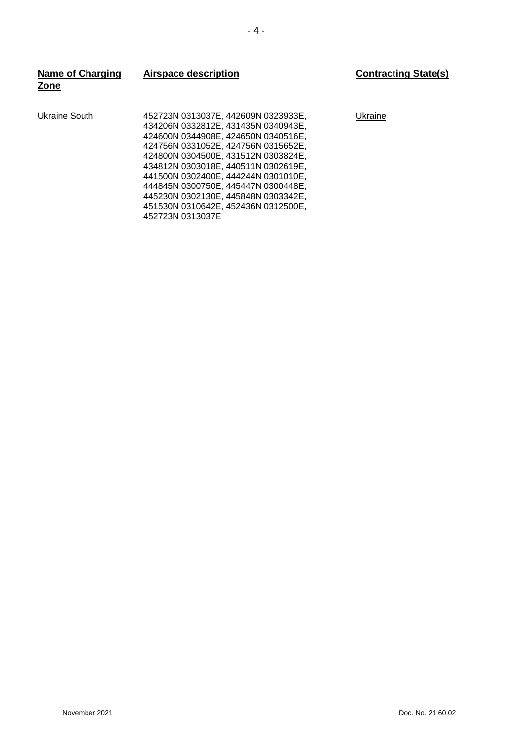| Name of Charging Zone | Airspace description | Contracting State(s) |
| --- | --- | --- |
| Ukraine South | 452723N 0313037E, 442609N 0323933E, 434206N 0332812E, 431435N 0340943E, 424600N 0344908E, 424650N 0340516E, 424756N 0331052E, 424756N 0315652E, 424800N 0304500E, 431512N 0303824E, 434812N 0303018E, 440511N 0302619E, 441500N 0302400E, 444244N 0301010E, 444845N 0300750E, 445447N 0300448E, 445230N 0302130E, 445848N 0303342E, 451530N 0310642E, 452436N 0312500E, 452723N 0313037E | Ukraine |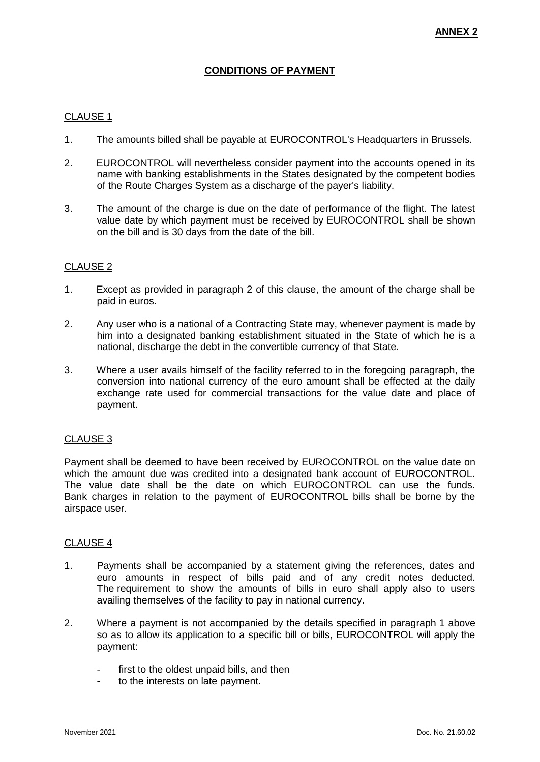**ANNEX 2**

## CONDITIONS OF PAYMENT

### CLAUSE 1

1. The amounts billed shall be payable at EUROCONTROL's Headquarters in Brussels.

2. EUROCONTROL will nevertheless consider payment into the accounts opened in its name with banking establishments in the States designated by the competent bodies of the Route Charges System as a discharge of the payer's liability.

3. The amount of the charge is due on the date of performance of the flight. The latest value date by which payment must be received by EUROCONTROL shall be shown on the bill and is 30 days from the date of the bill.

### CLAUSE 2

1. Except as provided in paragraph 2 of this clause, the amount of the charge shall be paid in euros.

2. Any user who is a national of a Contracting State may, whenever payment is made by him into a designated banking establishment situated in the State of which he is a national, discharge the debt in the convertible currency of that State.

3. Where a user avails himself of the facility referred to in the foregoing paragraph, the conversion into national currency of the euro amount shall be effected at the daily exchange rate used for commercial transactions for the value date and place of payment.

### CLAUSE 3

Payment shall be deemed to have been received by EUROCONTROL on the value date on which the amount due was credited into a designated bank account of EUROCONTROL. The value date shall be the date on which EUROCONTROL can use the funds. Bank charges in relation to the payment of EUROCONTROL bills shall be borne by the airspace user.

### CLAUSE 4

1. Payments shall be accompanied by a statement giving the references, dates and euro amounts in respect of bills paid and of any credit notes deducted. The requirement to show the amounts of bills in euro shall apply also to users availing themselves of the facility to pay in national currency.

2. Where a payment is not accompanied by the details specified in paragraph 1 above so as to allow its application to a specific bill or bills, EUROCONTROL will apply the payment:

   - first to the oldest unpaid bills, and then
   - to the interests on late payment.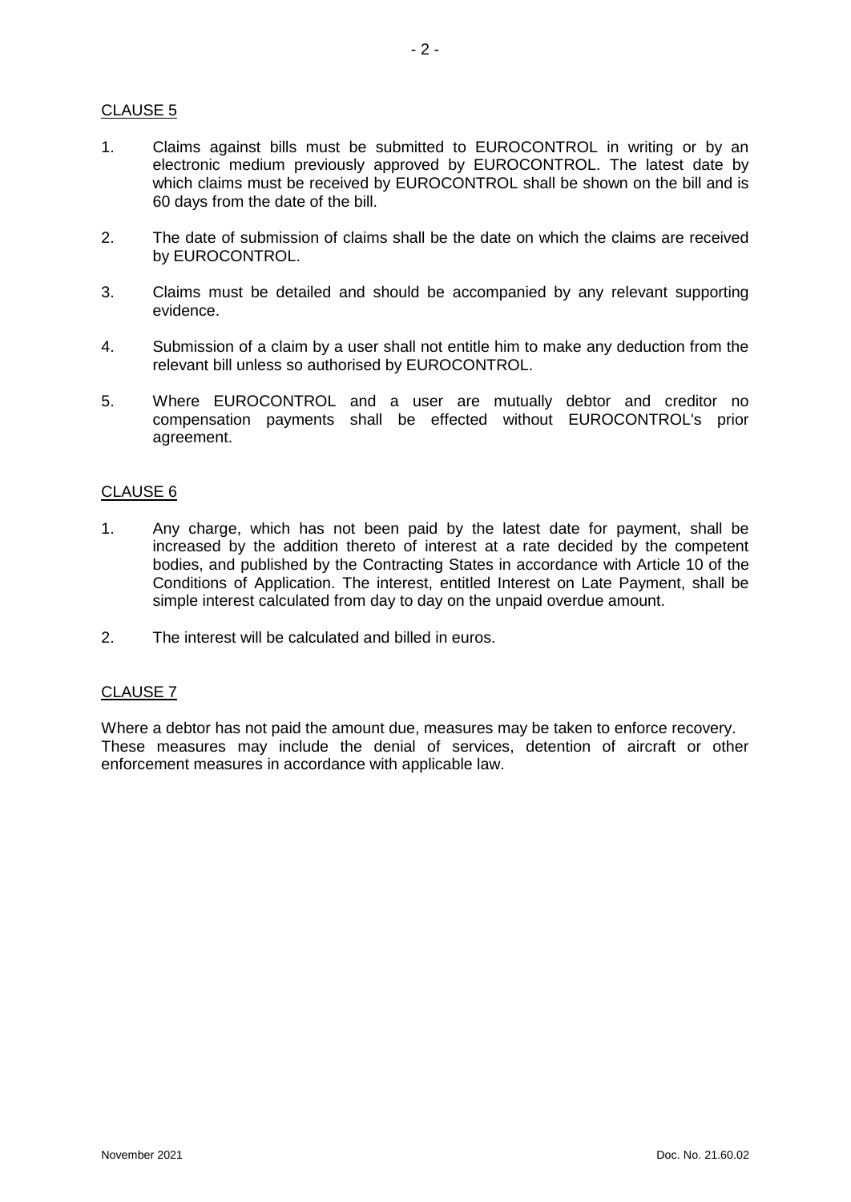CLAUSE 5

1. Claims against bills must be submitted to EUROCONTROL in writing or by an electronic medium previously approved by EUROCONTROL. The latest date by which claims must be received by EUROCONTROL shall be shown on the bill and is 60 days from the date of the bill.

2. The date of submission of claims shall be the date on which the claims are received by EUROCONTROL.

3. Claims must be detailed and should be accompanied by any relevant supporting evidence.

4. Submission of a claim by a user shall not entitle him to make any deduction from the relevant bill unless so authorised by EUROCONTROL.

5. Where EUROCONTROL and a user are mutually debtor and creditor no compensation payments shall be effected without EUROCONTROL's prior agreement.

CLAUSE 6

1. Any charge, which has not been paid by the latest date for payment, shall be increased by the addition thereto of interest at a rate decided by the competent bodies, and published by the Contracting States in accordance with Article 10 of the Conditions of Application. The interest, entitled Interest on Late Payment, shall be simple interest calculated from day to day on the unpaid overdue amount.

2. The interest will be calculated and billed in euros.

CLAUSE 7

Where a debtor has not paid the amount due, measures may be taken to enforce recovery. These measures may include the denial of services, detention of aircraft or other enforcement measures in accordance with applicable law.